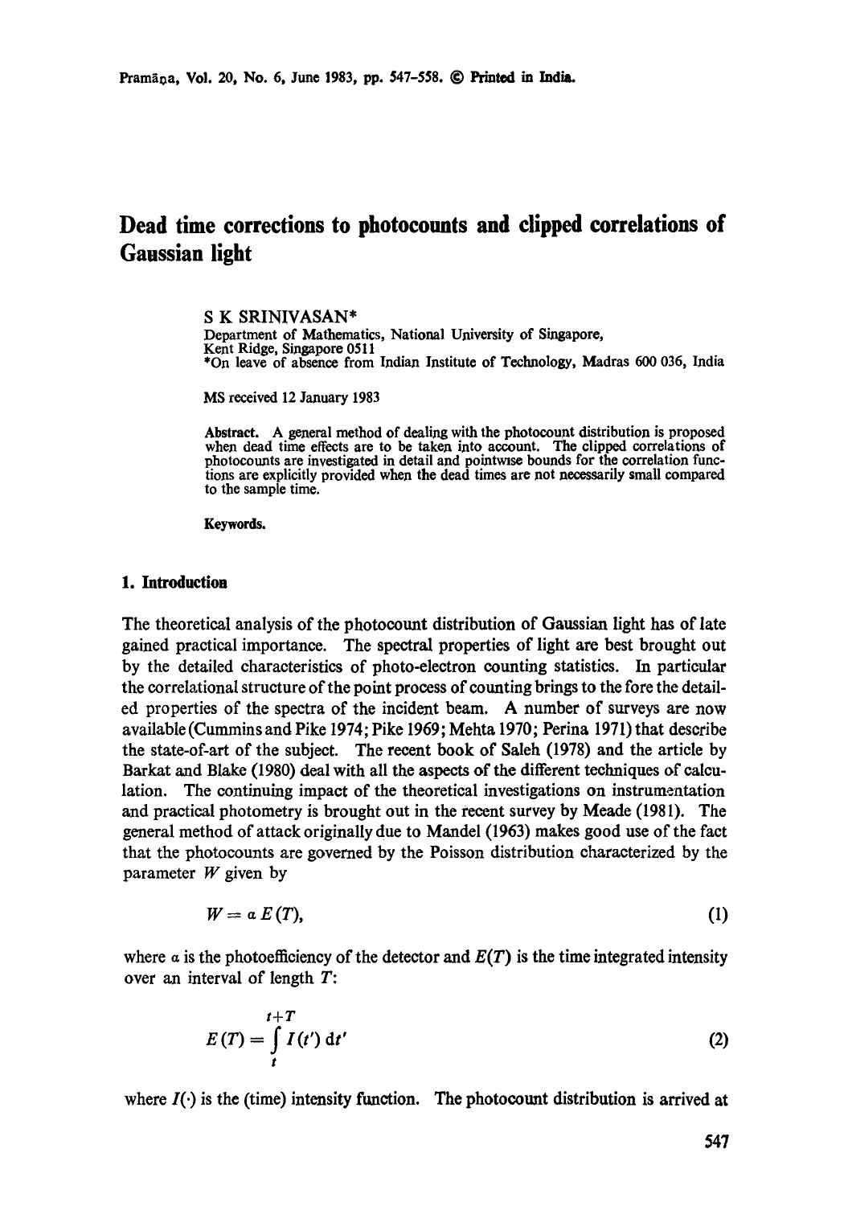# Dead time corrections to photocounts and clipped correlations of Gaussian light

S K SRINIVASAN*

Department of Mathematics, National University of Singapore, Kent Ridge, Singapore 0511

*On leave of absence from Indian Institute of Technology, Madras 600 036, India

MS received 12 January 1983

**Abstract.** A general method of dealing with the photocount distribution is proposed when dead time effects are to be taken into account. The clipped correlations of photocounts are investigated in detail and pointwise bounds for the correlation functions are explicitly provided when the dead times are not necessarily small compared to the sample time.

**Keywords.**

## 1. Introduction

The theoretical analysis of the photocount distribution of Gaussian light has of late gained practical importance. The spectral properties of light are best brought out by the detailed characteristics of photo-electron counting statistics. In particular the correlational structure of the point process of counting brings to the fore the detailed properties of the spectra of the incident beam. A number of surveys are now available (Cummins and Pike 1974; Pike 1969; Mehta 1970; Perina 1971) that describe the state-of-art of the subject. The recent book of Saleh (1978) and the article by Barkat and Blake (1980) deal with all the aspects of the different techniques of calculation. The continuing impact of the theoretical investigations on instrumentation and practical photometry is brought out in the recent survey by Meade (1981). The general method of attack originally due to Mandel (1963) makes good use of the fact that the photocounts are governed by the Poisson distribution characterized by the parameter $W$ given by

$$W = \alpha E(T), \tag{1}$$

where $\alpha$ is the photoefficiency of the detector and $E(T)$ is the time integrated intensity over an interval of length $T$:

$$E(T) = \int_{t}^{t+T} I(t')\, \mathrm{d}t' \tag{2}$$

where $I(\cdot)$ is the (time) intensity function. The photocount distribution is arrived at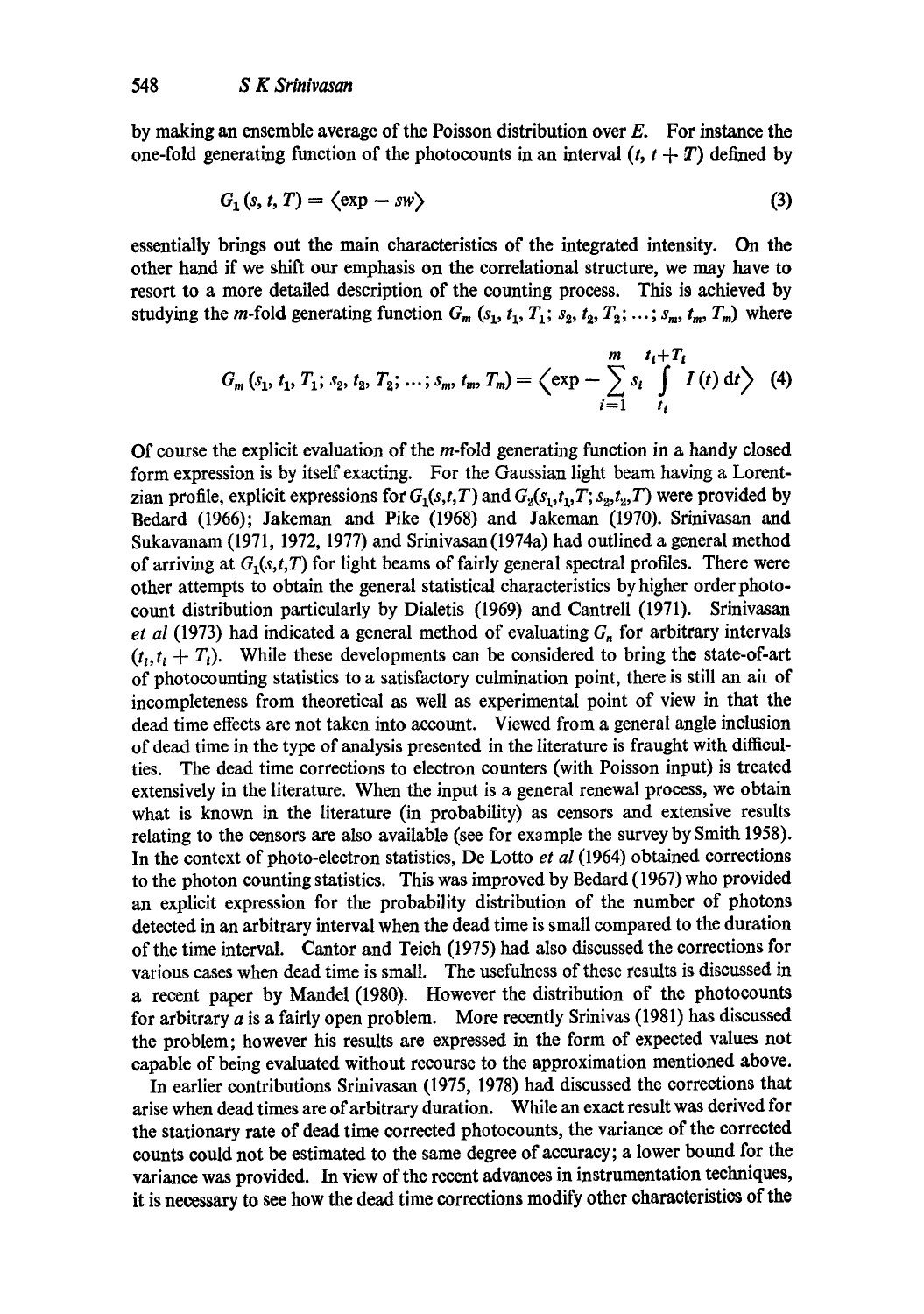by making an ensemble average of the Poisson distribution over $E$. For instance the one-fold generating function of the photocounts in an interval $(t, t + T)$ defined by

$$G_1(s, t, T) = \langle \exp - sw \rangle \tag{3}$$

essentially brings out the main characteristics of the integrated intensity. On the other hand if we shift our emphasis on the correlational structure, we may have to resort to a more detailed description of the counting process. This is achieved by studying the $m$-fold generating function $G_m(s_1, t_1, T_1; s_2, t_2, T_2; \ldots; s_m, t_m, T_m)$ where

$$G_m(s_1, t_1, T_1; s_2, t_2, T_2; \ldots; s_m, t_m, T_m) = \left\langle \exp - \sum_{i=1}^{m} s_i \int_{t_i}^{t_i+T_i} I(t)\, dt \right\rangle \tag{4}$$

Of course the explicit evaluation of the $m$-fold generating function in a handy closed form expression is by itself exacting. For the Gaussian light beam having a Lorentzian profile, explicit expressions for $G_1(s,t,T)$ and $G_2(s_1,t_1,T; s_2,t_2,T)$ were provided by Bedard (1966); Jakeman and Pike (1968) and Jakeman (1970). Srinivasan and Sukavanam (1971, 1972, 1977) and Srinivasan (1974a) had outlined a general method of arriving at $G_1(s,t,T)$ for light beams of fairly general spectral profiles. There were other attempts to obtain the general statistical characteristics by higher order photocount distribution particularly by Dialetis (1969) and Cantrell (1971). Srinivasan *et al* (1973) had indicated a general method of evaluating $G_n$ for arbitrary intervals $(t_i, t_i + T_i)$. While these developments can be considered to bring the state-of-art of photocounting statistics to a satisfactory culmination point, there is still an aii of incompleteness from theoretical as well as experimental point of view in that the dead time effects are not taken into account. Viewed from a general angle inclusion of dead time in the type of analysis presented in the literature is fraught with difficulties. The dead time corrections to electron counters (with Poisson input) is treated extensively in the literature. When the input is a general renewal process, we obtain what is known in the literature (in probability) as censors and extensive results relating to the censors are also available (see for example the survey by Smith 1958). In the context of photo-electron statistics, De Lotto *et al* (1964) obtained corrections to the photon counting statistics. This was improved by Bedard (1967) who provided an explicit expression for the probability distribution of the number of photons detected in an arbitrary interval when the dead time is small compared to the duration of the time interval. Cantor and Teich (1975) had also discussed the corrections for various cases when dead time is small. The usefulness of these results is discussed in a recent paper by Mandel (1980). However the distribution of the photocounts for arbitrary $a$ is a fairly open problem. More recently Srinivas (1981) has discussed the problem; however his results are expressed in the form of expected values not capable of being evaluated without recourse to the approximation mentioned above.

In earlier contributions Srinivasan (1975, 1978) had discussed the corrections that arise when dead times are of arbitrary duration. While an exact result was derived for the stationary rate of dead time corrected photocounts, the variance of the corrected counts could not be estimated to the same degree of accuracy; a lower bound for the variance was provided. In view of the recent advances in instrumentation techniques, it is necessary to see how the dead time corrections modify other characteristics of the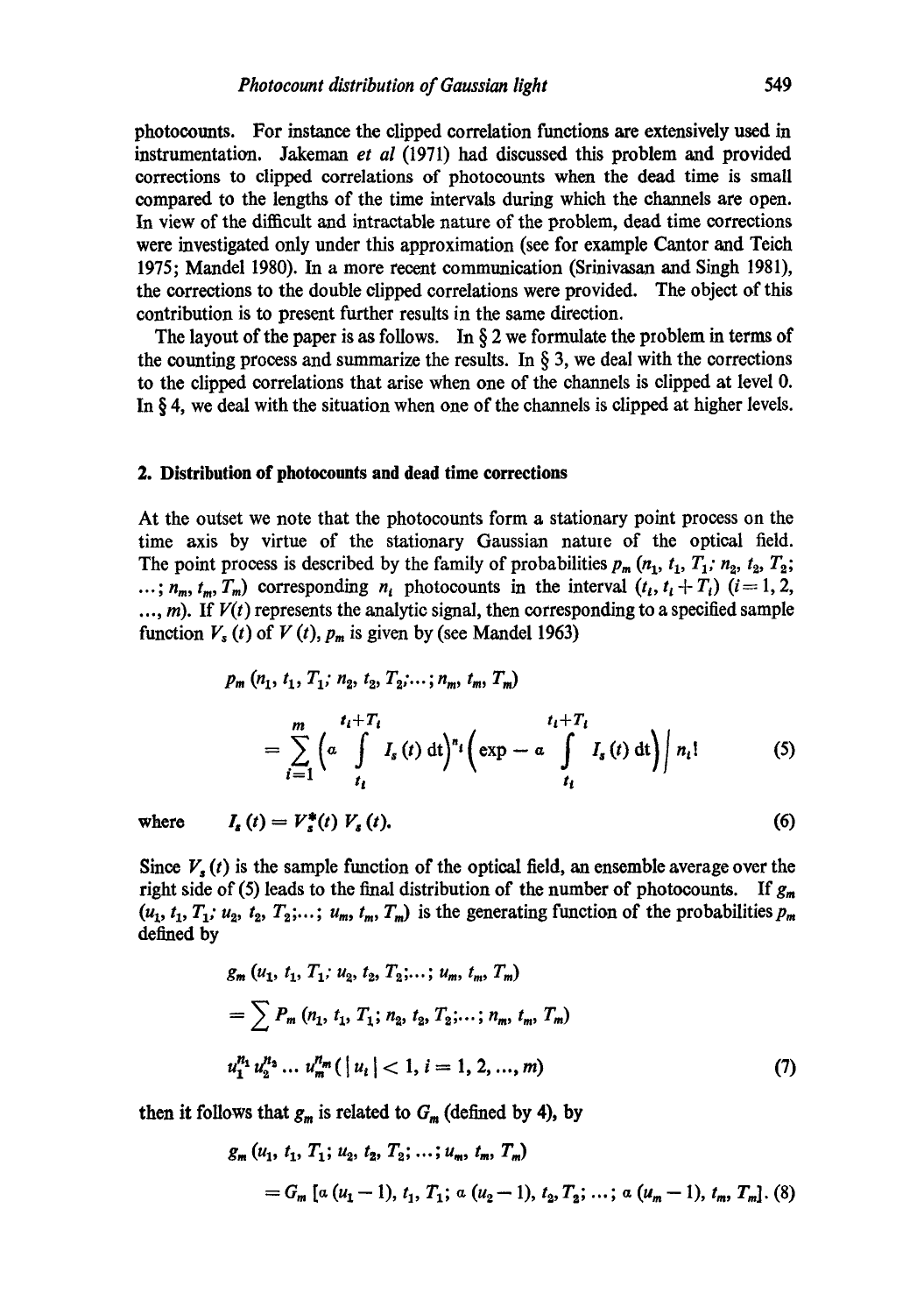photocounts. For instance the clipped correlation functions are extensively used in instrumentation. Jakeman *et al* (1971) had discussed this problem and provided corrections to clipped correlations of photocounts when the dead time is small compared to the lengths of the time intervals during which the channels are open. In view of the difficult and intractable nature of the problem, dead time corrections were investigated only under this approximation (see for example Cantor and Teich 1975; Mandel 1980). In a more recent communication (Srinivasan and Singh 1981), the corrections to the double clipped correlations were provided. The object of this contribution is to present further results in the same direction.

The layout of the paper is as follows. In § 2 we formulate the problem in terms of the counting process and summarize the results. In § 3, we deal with the corrections to the clipped correlations that arise when one of the channels is clipped at level 0. In § 4, we deal with the situation when one of the channels is clipped at higher levels.

## 2. Distribution of photocounts and dead time corrections

At the outset we note that the photocounts form a stationary point process on the time axis by virtue of the stationary Gaussian nature of the optical field. The point process is described by the family of probabilities $p_m(n_1, t_1, T_1; n_2, t_2, T_2; \ldots; n_m, t_m, T_m)$ corresponding $n_i$ photocounts in the interval $(t_i, t_i + T_i)$ $(i = 1, 2, \ldots, m)$. If $V(t)$ represents the analytic signal, then corresponding to a specified sample function $V_s(t)$ of $V(t)$, $p_m$ is given by (see Mandel 1963)

$$p_m(n_1, t_1, T_1; n_2, t_2, T_2; \ldots; n_m, t_m, T_m)$$
$$= \sum_{i=1}^{m} \left(\alpha \int_{t_i}^{t_i+T_i} I_s(t)\,\mathrm{d}t\right)^{n_i} \left(\exp - \alpha \int_{t_i}^{t_i+T_i} I_s(t)\,\mathrm{d}t\right) \Big/ n_i! \tag{5}$$

where $\quad I_s(t) = V_s^*(t)\, V_s(t).$ (6)

Since $V_s(t)$ is the sample function of the optical field, an ensemble average over the right side of (5) leads to the final distribution of the number of photocounts. If $g_m(u_1, t_1, T_1; u_2, t_2, T_2; \ldots; u_m, t_m, T_m)$ is the generating function of the probabilities $p_m$ defined by

$$g_m(u_1, t_1, T_1; u_2, t_2, T_2; \ldots; u_m, t_m, T_m)$$
$$= \sum P_m(n_1, t_1, T_1; n_2, t_2, T_2; \ldots; n_m, t_m, T_m)$$
$$u_1^{n_1} u_2^{n_2} \ldots u_m^{n_m} \; (|u_i| < 1, i = 1, 2, \ldots, m) \tag{7}$$

then it follows that $g_m$ is related to $G_m$ (defined by 4), by

$$g_m(u_1, t_1, T_1; u_2, t_2, T_2; \ldots; u_m, t_m, T_m)$$
$$= G_m[\alpha(u_1 - 1), t_1, T_1; \alpha(u_2 - 1), t_2, T_2; \ldots; \alpha(u_m - 1), t_m, T_m]. \tag{8}$$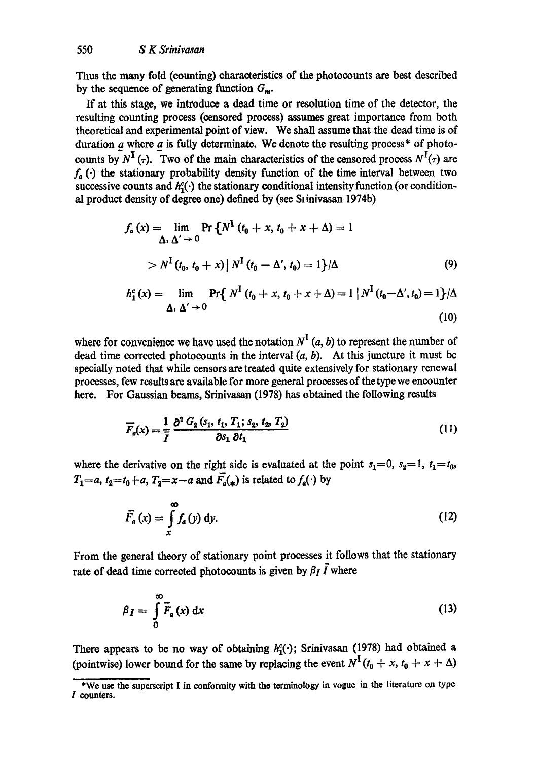Thus the many fold (counting) characteristics of the photocounts are best described by the sequence of generating function $G_m$.

If at this stage, we introduce a dead time or resolution time of the detector, the resulting counting process (censored process) assumes great importance from both theoretical and experimental point of view. We shall assume that the dead time is of duration $a$ where $a$ is fully determinate. We denote the resulting process* of photocounts by $N^{\mathrm{I}}(\tau)$. Two of the main characteristics of the censored process $N^{\mathrm{I}}(\tau)$ are $f_a(\cdot)$ the stationary probability density function of the time interval between two successive counts and $h_1^c(\cdot)$ the stationary conditional intensity function (or conditional product density of degree one) defined by (see Srinivasan 1974b)

$$f_a(x) = \lim_{\Delta, \Delta' \to 0} \Pr\{N^{\mathrm{I}}(t_0 + x, t_0 + x + \Delta) = 1 > N^{\mathrm{I}}(t_0, t_0 + x) \mid N^{\mathrm{I}}(t_0 - \Delta', t_0) = 1\}/\Delta \tag{9}$$

$$h_1^c(x) = \lim_{\Delta, \Delta' \to 0} \Pr\{N^{\mathrm{I}}(t_0 + x, t_0 + x + \Delta) = 1 \mid N^{\mathrm{I}}(t_0 - \Delta', t_0) = 1\}/\Delta \tag{10}$$

where for convenience we have used the notation $N^{\mathrm{I}}(a, b)$ to represent the number of dead time corrected photocounts in the interval $(a, b)$. At this juncture it must be specially noted that while censors are treated quite extensively for stationary renewal processes, few results are available for more general processes of the type we encounter here. For Gaussian beams, Srinivasan (1978) has obtained the following results

$$\bar{F}_a(x) = \frac{1}{\bar{I}} \frac{\partial^2 G_2(s_1, t_1, T_1; s_2, t_2, T_2)}{\partial s_1 \, \partial t_1} \tag{11}$$

where the derivative on the right side is evaluated at the point $s_1 = 0$, $s_2 = 1$, $t_1 = t_0$, $T_1 = a$, $t_2 = t_0 + a$, $T_2 = x - a$ and $\bar{F}_a(*)$ is related to $f_a(\cdot)$ by

$$\bar{F}_a(x) = \int_x^\infty f_a(y)\, \mathrm{d}y. \tag{12}$$

From the general theory of stationary point processes it follows that the stationary rate of dead time corrected photocounts is given by $\beta_I \bar{I}$ where

$$\beta_I = \int_0^\infty \bar{F}_a(x)\, \mathrm{d}x \tag{13}$$

There appears to be no way of obtaining $h_1^c(\cdot)$; Srinivasan (1978) had obtained a (pointwise) lower bound for the same by replacing the event $N^{\mathrm{I}}(t_0 + x, t_0 + x + \Delta)$

*We use the superscript I in conformity with the terminology in vogue in the literature on type I counters.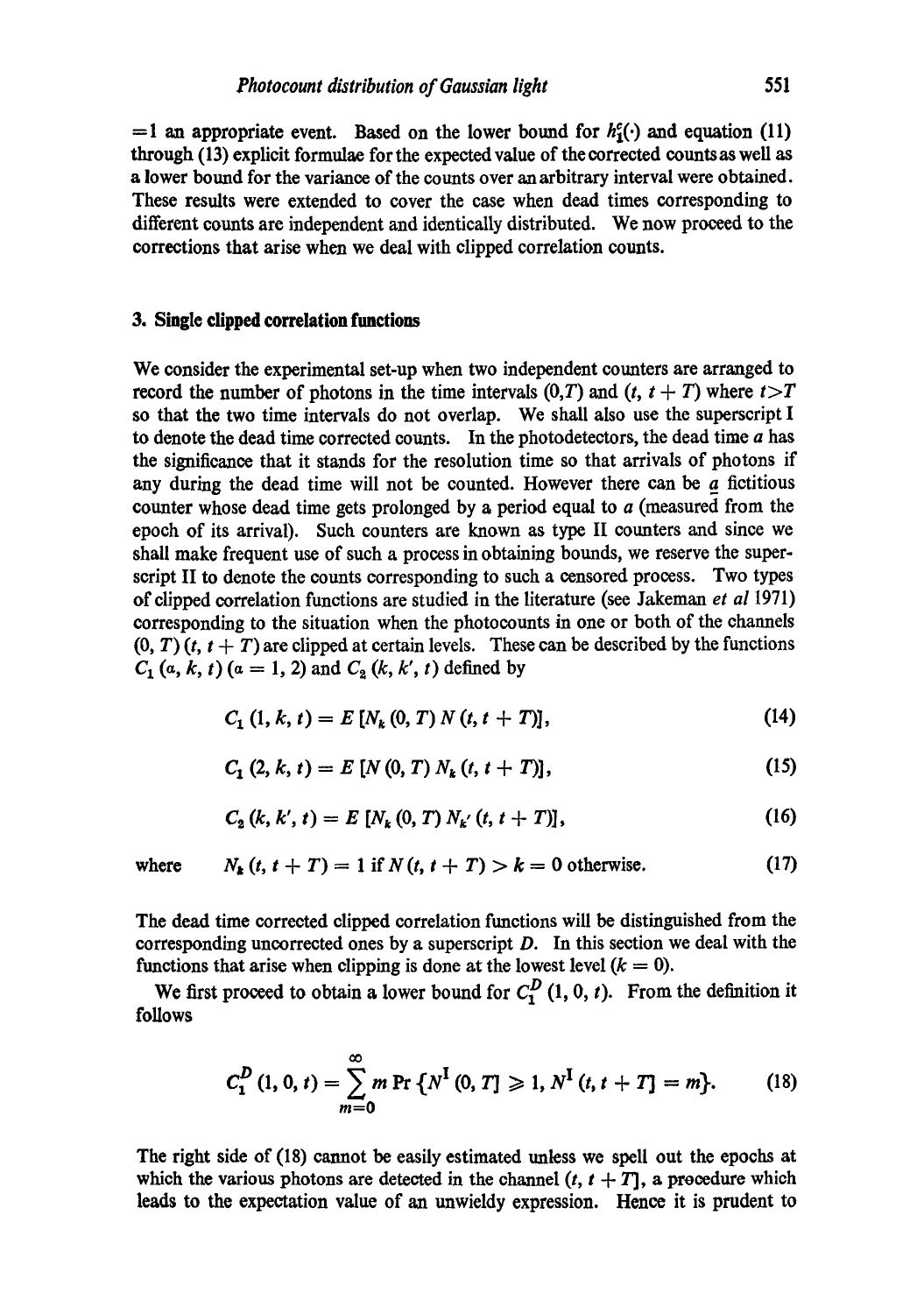=1 an appropriate event. Based on the lower bound for $h_1^c(\cdot)$ and equation (11) through (13) explicit formulae for the expected value of the corrected counts as well as a lower bound for the variance of the counts over an arbitrary interval were obtained. These results were extended to cover the case when dead times corresponding to different counts are independent and identically distributed. We now proceed to the corrections that arise when we deal with clipped correlation counts.

## 3. Single clipped correlation functions

We consider the experimental set-up when two independent counters are arranged to record the number of photons in the time intervals $(0,T)$ and $(t, t+T)$ where $t>T$ so that the two time intervals do not overlap. We shall also use the superscript I to denote the dead time corrected counts. In the photodetectors, the dead time $a$ has the significance that it stands for the resolution time so that arrivals of photons if any during the dead time will not be counted. However there can be a fictitious counter whose dead time gets prolonged by a period equal to $a$ (measured from the epoch of its arrival). Such counters are known as type II counters and since we shall make frequent use of such a process in obtaining bounds, we reserve the superscript II to denote the counts corresponding to such a censored process. Two types of clipped correlation functions are studied in the literature (see Jakeman *et al* 1971) corresponding to the situation when the photocounts in one or both of the channels $(0, T)$ $(t, t+T)$ are clipped at certain levels. These can be described by the functions $C_1(\alpha, k, t)$ $(\alpha = 1, 2)$ and $C_2(k, k', t)$ defined by

$$C_1(1, k, t) = E[N_k(0, T)\, N(t, t+T)], \tag{14}$$

$$C_1(2, k, t) = E[N(0, T)\, N_k(t, t+T)], \tag{15}$$

$$C_2(k, k', t) = E[N_k(0, T)\, N_{k'}(t, t+T)], \tag{16}$$

where $\quad N_k(t, t+T) = 1$ if $N(t, t+T) > k = 0$ otherwise. $\quad$ (17)

The dead time corrected clipped correlation functions will be distinguished from the corresponding uncorrected ones by a superscript $D$. In this section we deal with the functions that arise when clipping is done at the lowest level ($k=0$).

We first proceed to obtain a lower bound for $C_1^D(1, 0, t)$. From the definition it follows

$$C_1^D(1, 0, t) = \sum_{m=0}^{\infty} m \Pr\{N^{\mathrm{I}}(0, T] \geqslant 1, N^{\mathrm{I}}(t, t+T] = m\}. \tag{18}$$

The right side of (18) cannot be easily estimated unless we spell out the epochs at which the various photons are detected in the channel $(t, t+T]$, a procedure which leads to the expectation value of an unwieldy expression. Hence it is prudent to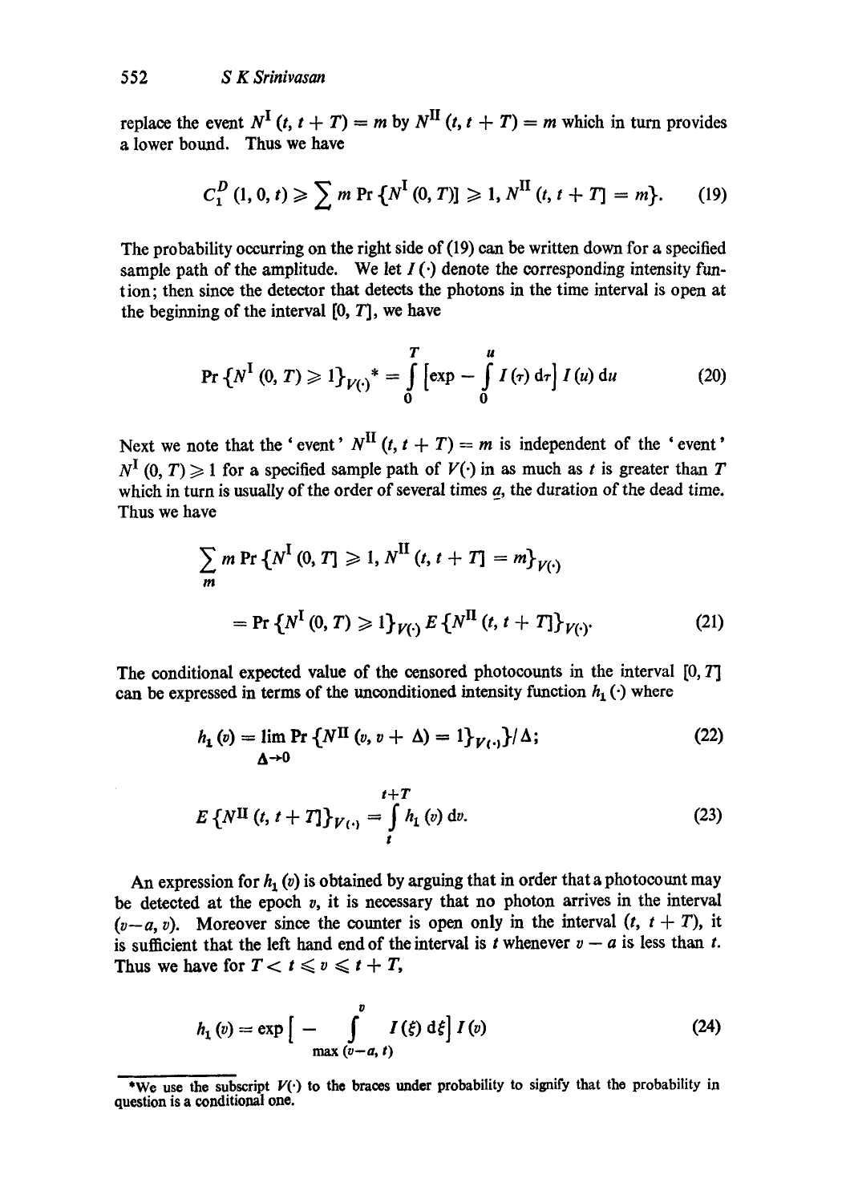replace the event $N^{\mathrm{I}}(t, t+T) = m$ by $N^{\mathrm{II}}(t, t+T) = m$ which in turn provides a lower bound. Thus we have

$$c_1^D(1, 0, t) \geqslant \sum m \Pr\{N^{\mathrm{I}}(0, T)] \geqslant 1, N^{\mathrm{II}}(t, t+T] = m\}. \tag{19}$$

The probability occurring on the right side of (19) can be written down for a specified sample path of the amplitude. We let $I(\cdot)$ denote the corresponding intensity fun- tion; then since the detector that detects the photons in the time interval is open at the beginning of the interval $[0, T]$, we have

$$\Pr\{N^{\mathrm{I}}(0, T) \geqslant 1\}_{V(\cdot)}{}^{*} = \int_0^T \left[\exp - \int_0^u I(\tau)\, \mathrm{d}\tau\right] I(u)\, \mathrm{d}u \tag{20}$$

Next we note that the 'event' $N^{\mathrm{II}}(t, t+T) = m$ is independent of the 'event' $N^{\mathrm{I}}(0, T) \geqslant 1$ for a specified sample path of $V(\cdot)$ in as much as $t$ is greater than $T$ which in turn is usually of the order of several times $a$, the duration of the dead time. Thus we have

$$\sum_m m \Pr\{N^{\mathrm{I}}(0, T] \geqslant 1, N^{\mathrm{II}}(t, t+T] = m\}_{V(\cdot)}$$

$$= \Pr\{N^{\mathrm{I}}(0, T) \geqslant 1\}_{V(\cdot)}\, E\{N^{\mathrm{II}}(t, t+T]\}_{V(\cdot)}. \tag{21}$$

The conditional expected value of the censored photocounts in the interval $[0, T]$ can be expressed in terms of the unconditioned intensity function $h_1(\cdot)$ where

$$h_1(v) = \lim_{\Delta \to 0} \Pr\{N^{\mathrm{II}}(v, v+\Delta) = 1\}_{V(\cdot)}\}/\Delta; \tag{22}$$

$$E\{N^{\mathrm{II}}(t, t+T]\}_{V(\cdot)} = \int_t^{t+T} h_1(v)\, \mathrm{d}v. \tag{23}$$

An expression for $h_1(v)$ is obtained by arguing that in order that a photocount may be detected at the epoch $v$, it is necessary that no photon arrives in the interval $(v-a, v)$. Moreover since the counter is open only in the interval $(t, t+T)$, it is sufficient that the left hand end of the interval is $t$ whenever $v - a$ is less than $t$. Thus we have for $T < t \leqslant v \leqslant t + T$,

$$h_1(v) = \exp\left[- \int_{\max(v-a,\, t)}^{v} I(\xi)\, \mathrm{d}\xi\right] I(v) \tag{24}$$

*We use the subscript $V(\cdot)$ to the braces under probability to signify that the probability in question is a conditional one.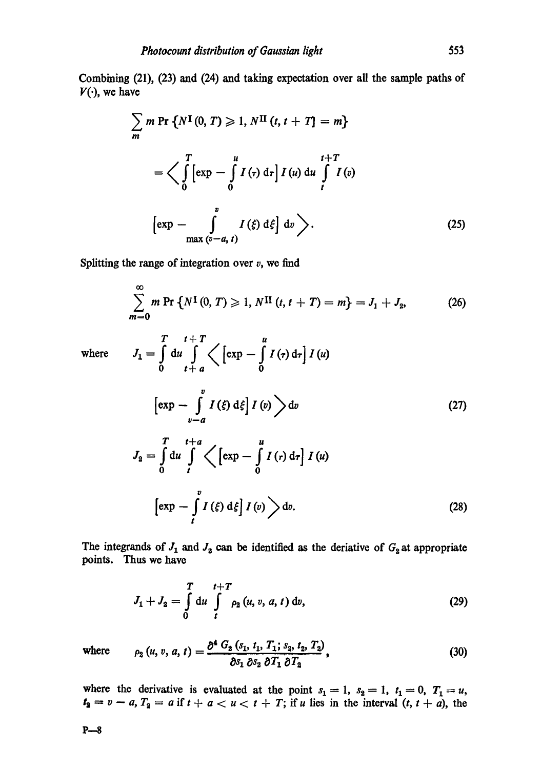Combining (21), (23) and (24) and taking expectation over all the sample paths of $V(\cdot)$, we have

$$\sum_m m \Pr\{N^{\mathrm{I}}(0, T) \geqslant 1, N^{\mathrm{II}}(t, t+T] = m\}$$

$$= \left\langle \int_0^T \left[\exp - \int_0^u I(\tau)\, \mathrm{d}\tau\right] I(u)\, \mathrm{d}u \int_t^{t+T} I(v) \left[\exp - \int_{\max(v-a,\, t)}^{v} I(\xi)\, \mathrm{d}\xi\right] \mathrm{d}v \right\rangle. \tag{25}$$

Splitting the range of integration over $v$, we find

$$\sum_{m=0}^{\infty} m \Pr\{N^{\mathrm{I}}(0, T) \geqslant 1, N^{\mathrm{II}}(t, t+T) = m\} = J_1 + J_2, \tag{26}$$

where

$$J_1 = \int_0^T \mathrm{d}u \int_{t+a}^{t+T} \left\langle \left[\exp - \int_0^u I(\tau)\, \mathrm{d}\tau\right] I(u) \left[\exp - \int_{v-a}^{v} I(\xi)\, \mathrm{d}\xi\right] I(v) \right\rangle \mathrm{d}v \tag{27}$$

$$J_2 = \int_0^T \mathrm{d}u \int_t^{t+a} \left\langle \left[\exp - \int_0^u I(\tau)\, \mathrm{d}\tau\right] I(u) \left[\exp - \int_t^{v} I(\xi)\, \mathrm{d}\xi\right] I(v) \right\rangle \mathrm{d}v. \tag{28}$$

The integrands of $J_1$ and $J_2$ can be identified as the deriative of $G_2$ at appropriate points. Thus we have

$$J_1 + J_2 = \int_0^T \mathrm{d}u \int_t^{t+T} \rho_2(u, v, a, t)\, \mathrm{d}v, \tag{29}$$

where

$$\rho_2(u, v, a, t) = \frac{\partial^4 G_2(s_1, t_1, T_1; s_2, t_2, T_2)}{\partial s_1\, \partial s_2\, \partial T_1\, \partial T_2}, \tag{30}$$

where the derivative is evaluated at the point $s_1 = 1$, $s_2 = 1$, $t_1 = 0$, $T_1 = u$, $t_2 = v - a$, $T_2 = a$ if $t + a < u < t + T$; if $u$ lies in the interval $(t, t + a)$, the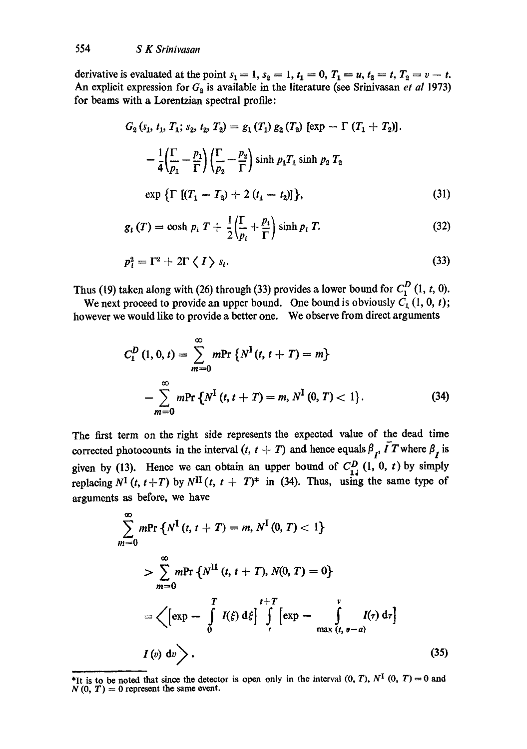derivative is evaluated at the point $s_1 = 1, s_2 = 1, t_1 = 0, T_1 = u, t_2 = t, T_2 = v - t$. An explicit expression for $G_2$ is available in the literature (see Srinivasan *et al* 1973) for beams with a Lorentzian spectral profile:

$$G_2(s_1, t_1, T_1; s_2, t_2, T_2) = g_1(T_1)\, g_2(T_2)\, [\exp - \Gamma(T_1 + T_2)].$$

$$- \frac{1}{4}\left(\frac{\Gamma}{p_1} - \frac{p_1}{\Gamma}\right)\left(\frac{\Gamma}{p_2} - \frac{p_2}{\Gamma}\right) \sinh p_1 T_1 \sinh p_2 T_2$$

$$\exp\{\Gamma[(T_1 - T_2) + 2(t_1 - t_2)]\}, \tag{31}$$

$$g_i(T) = \cosh p_i T + \frac{1}{2}\left(\frac{\Gamma}{p_i} + \frac{p_i}{\Gamma}\right) \sinh p_i T. \tag{32}$$

$$p_i^2 = \Gamma^2 + 2\Gamma \langle I \rangle s_i. \tag{33}$$

Thus (19) taken along with (26) through (33) provides a lower bound for $C_1^D(1, t, 0)$.

We next proceed to provide an upper bound. One bound is obviously $C_1(1, 0, t)$; however we would like to provide a better one. We observe from direct arguments

$$C_1^D(1, 0, t) = \sum_{m=0}^{\infty} m \Pr\{N^{\mathrm{I}}(t, t+T) = m\}$$

$$- \sum_{m=0}^{\infty} m \Pr\{N^{\mathrm{I}}(t, t+T) = m, N^{\mathrm{I}}(0, T) < 1\}. \tag{34}$$

The first term on the right side represents the expected value of the dead time corrected photocounts in the interval $(t, t+T)$ and hence equals $\beta_{I'} \bar{I} T$ where $\beta_I$ is given by (13). Hence we can obtain an upper bound of $C_{1}^D(1, 0, t)$ by simply replacing $N^{\mathrm{I}}(t, t+T)$ by $N^{\mathrm{II}}(t, t+T)$* in (34). Thus, using the same type of arguments as before, we have

$$\sum_{m=0}^{\infty} m \Pr\{N^{\mathrm{I}}(t, t+T) = m, N^{\mathrm{I}}(0, T) < 1\}$$

$$> \sum_{m=0}^{\infty} m \Pr\{N^{\mathrm{II}}(t, t+T), N(0, T) = 0\}$$

$$= \left\langle \left[\exp - \int_0^T I(\xi)\, d\xi\right] \int_t^{t+T} \left[\exp - \int_{\max(t, v-a)}^{v} I(\tau)\, d\tau\right] I(v)\, dv \right\rangle. \tag{35}$$

---

*It is to be noted that since the detector is open only in the interval $(0, T)$, $N^{\mathrm{I}}(0, T) = 0$ and $N(0, T) = 0$ represent the same event.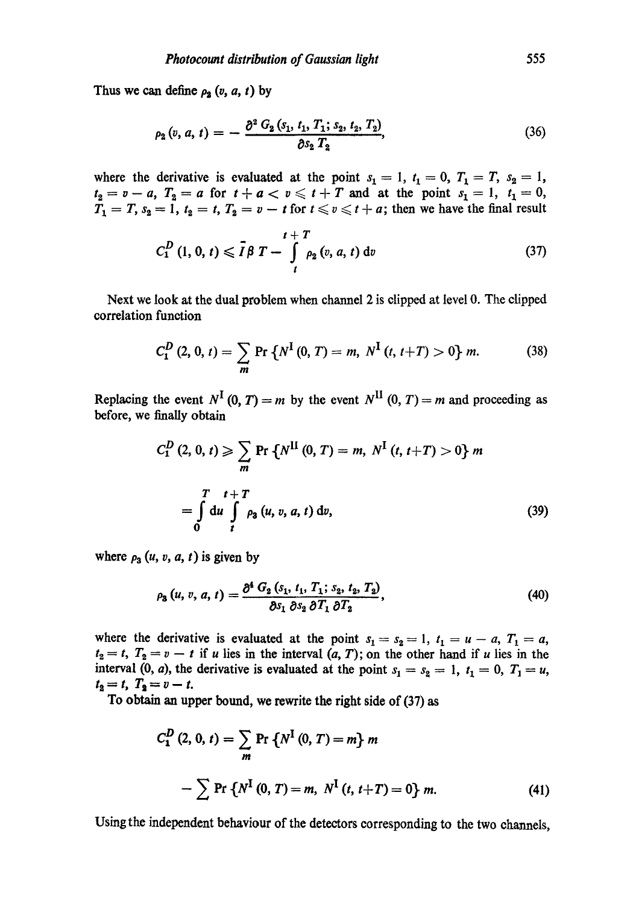Thus we can define $\rho_2(v, a, t)$ by

$$\rho_2(v, a, t) = -\frac{\partial^2 G_2(s_1, t_1, T_1; s_2, t_2, T_2)}{\partial s_2 T_2}, \tag{36}$$

where the derivative is evaluated at the point $s_1 = 1$, $t_1 = 0$, $T_1 = T$, $s_2 = 1$, $t_2 = v - a$, $T_2 = a$ for $t + a < v \leqslant t + T$ and at the point $s_1 = 1$, $t_1 = 0$, $T_1 = T$, $s_2 = 1$, $t_2 = t$, $T_2 = v - t$ for $t \leqslant v \leqslant t + a$; then we have the final result

$$C_1^D(1, 0, t) \leqslant \bar{I} \beta T - \int_t^{t+T} \rho_2(v, a, t)\, dv \tag{37}$$

Next we look at the dual problem when channel 2 is clipped at level 0. The clipped correlation function

$$C_1^D(2, 0, t) = \sum_m \Pr\{N^{\mathrm{I}}(0, T) = m,\ N^{\mathrm{I}}(t, t+T) > 0\}\, m. \tag{38}$$

Replacing the event $N^{\mathrm{I}}(0, T) = m$ by the event $N^{\mathrm{II}}(0, T) = m$ and proceeding as before, we finally obtain

$$C_1^D(2, 0, t) \geqslant \sum_m \Pr\{N^{\mathrm{II}}(0, T) = m,\ N^{\mathrm{I}}(t, t+T) > 0\}\, m$$

$$= \int_0^T du \int_t^{t+T} \rho_3(u, v, a, t)\, dv, \tag{39}$$

where $\rho_3(u, v, a, t)$ is given by

$$\rho_3(u, v, a, t) = \frac{\partial^4 G_2(s_1, t_1, T_1; s_2, t_2, T_2)}{\partial s_1\, \partial s_2\, \partial T_1\, \partial T_2}, \tag{40}$$

where the derivative is evaluated at the point $s_1 = s_2 = 1$, $t_1 = u - a$, $T_1 = a$, $t_2 = t$, $T_2 = v - t$ if $u$ lies in the interval $(a, T)$; on the other hand if $u$ lies in the interval $(0, a)$, the derivative is evaluated at the point $s_1 = s_2 = 1$, $t_1 = 0$, $T_1 = u$, $t_2 = t$, $T_2 = v - t$.

To obtain an upper bound, we rewrite the right side of (37) as

$$C_1^D(2, 0, t) = \sum_m \Pr\{N^{\mathrm{I}}(0, T) = m\}\, m$$

$$- \sum \Pr\{N^{\mathrm{I}}(0, T) = m,\ N^{\mathrm{I}}(t, t+T) = 0\}\, m. \tag{41}$$

Using the independent behaviour of the detectors corresponding to the two channels,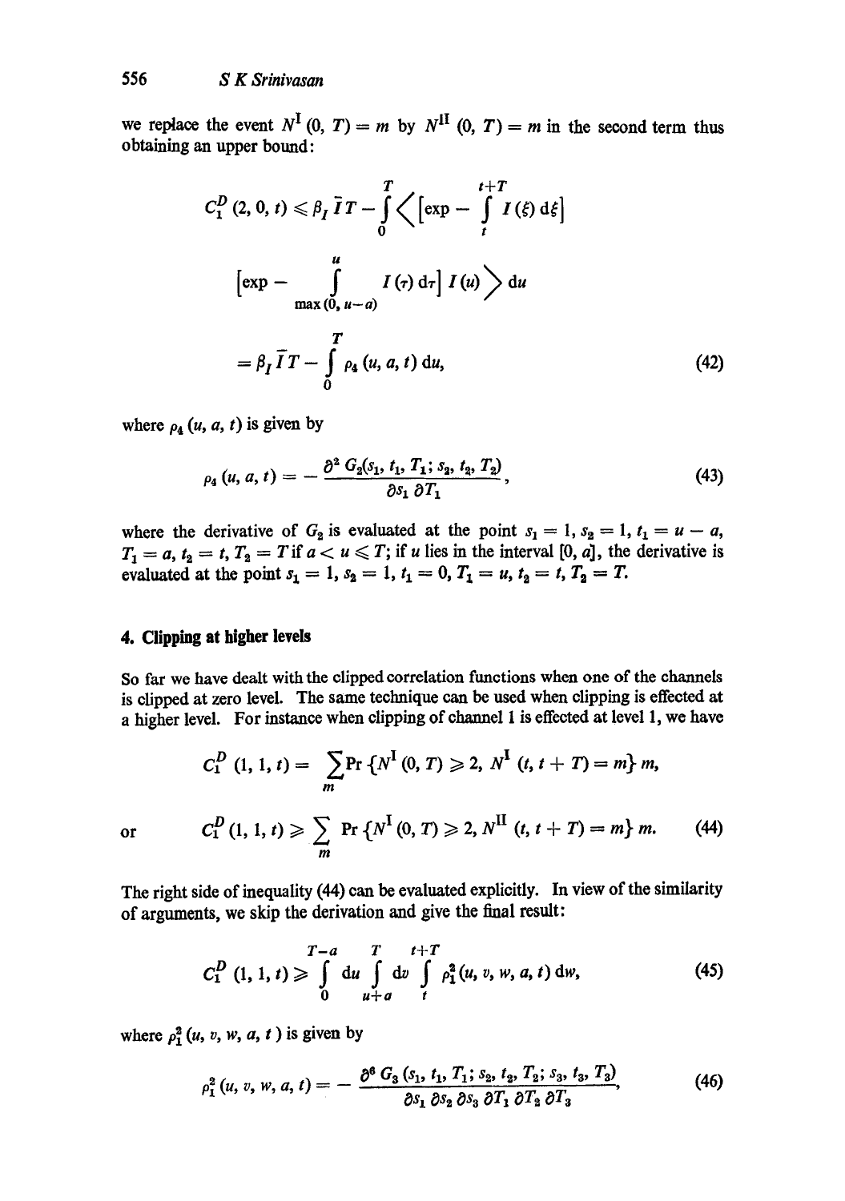we replace the event $N^{\mathrm{I}}(0, T) = m$ by $N^{\mathrm{II}}(0, T) = m$ in the second term thus obtaining an upper bound:

$$C_1^D(2, 0, t) \leqslant \beta_I \bar{I} T - \int_0^T \Big\langle \Big[\exp - \int_t^{t+T} I(\xi)\, \mathrm{d}\xi\Big]$$

$$\Big[\exp - \int_{\max(0,\, u-a)}^{u} I(\tau)\, \mathrm{d}\tau\Big] I(u) \Big\rangle \,\mathrm{d}u$$

$$= \beta_I \bar{I} T - \int_0^T \rho_4(u, a, t)\, \mathrm{d}u, \tag{42}$$

where $\rho_4(u, a, t)$ is given by

$$\rho_4(u, a, t) = -\frac{\partial^2 G_2(s_1, t_1, T_1; s_2, t_2, T_2)}{\partial s_1\, \partial T_1}, \tag{43}$$

where the derivative of $G_2$ is evaluated at the point $s_1 = 1, s_2 = 1, t_1 = u - a$, $T_1 = a, t_2 = t, T_2 = T$ if $a < u \leqslant T$; if $u$ lies in the interval $[0, a]$, the derivative is evaluated at the point $s_1 = 1, s_2 = 1, t_1 = 0, T_1 = u, t_2 = t, T_2 = T$.

## 4. Clipping at higher levels

So far we have dealt with the clipped correlation functions when one of the channels is clipped at zero level. The same technique can be used when clipping is effected at a higher level. For instance when clipping of channel 1 is effected at level 1, we have

$$C_1^D(1, 1, t) = \sum_m \Pr\{N^{\mathrm{I}}(0, T) \geqslant 2, N^{\mathrm{I}}(t, t+T) = m\}\, m,$$

or
$$C_1^D(1, 1, t) \geqslant \sum_m \Pr\{N^{\mathrm{I}}(0, T) \geqslant 2, N^{\mathrm{II}}(t, t+T) = m\}\, m. \tag{44}$$

The right side of inequality (44) can be evaluated explicitly. In view of the similarity of arguments, we skip the derivation and give the final result:

$$C_1^D(1, 1, t) \geqslant \int_0^{T-a} \mathrm{d}u \int_{u+a}^{T} \mathrm{d}v \int_t^{t+T} \rho_1^2(u, v, w, a, t)\, \mathrm{d}w, \tag{45}$$

where $\rho_1^2(u, v, w, a, t)$ is given by

$$\rho_1^2(u, v, w, a, t) = -\frac{\partial^6 G_3(s_1, t_1, T_1; s_2, t_2, T_2; s_3, t_3, T_3)}{\partial s_1\, \partial s_2\, \partial s_3\, \partial T_1\, \partial T_2\, \partial T_3}, \tag{46}$$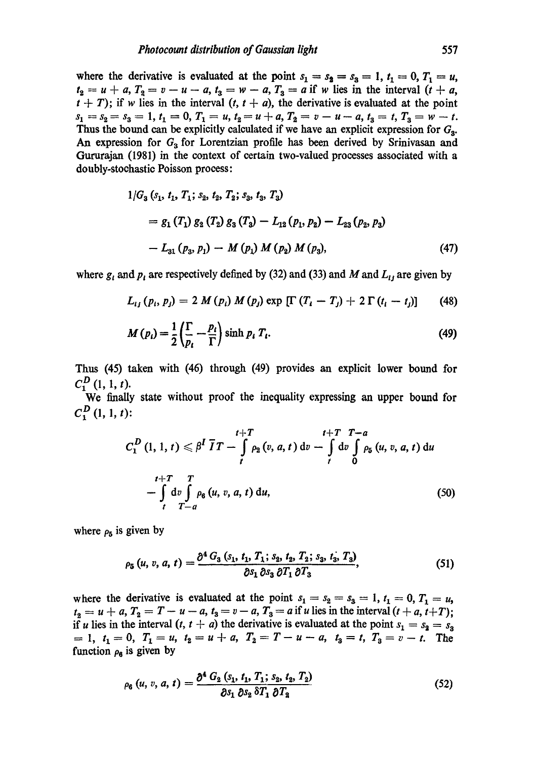where the derivative is evaluated at the point $s_1 = s_2 = s_3 = 1$, $t_1 = 0$, $T_1 = u$, $t_2 = u + a$, $T_2 = v - u - a$, $t_3 = w - a$, $T_3 = a$ if $w$ lies in the interval $(t + a, t + T)$; if $w$ lies in the interval $(t, t + a)$, the derivative is evaluated at the point $s_1 = s_2 = s_3 = 1$, $t_1 = 0$, $T_1 = u$, $t_2 = u + a$, $T_2 = v - u - a$, $t_3 = t$, $T_3 = w - t$. Thus the bound can be explicitly calculated if we have an explicit expression for $G_3$. An expression for $G_3$ for Lorentzian profile has been derived by Srinivasan and Gururajan (1981) in the context of certain two-valued processes associated with a doubly-stochastic Poisson process:

$$
\begin{aligned}
1/G_3 &(s_1, t_1, T_1; s_2, t_2, T_2; s_3, t_3, T_3) \\
&= g_1(T_1)\, g_2(T_2)\, g_3(T_3) - L_{12}(p_1, p_2) - L_{23}(p_2, p_3) \\
&\quad - L_{31}(p_3, p_1) - M(p_1)\, M(p_2)\, M(p_3), \qquad (47)
\end{aligned}
$$

where $g_i$ and $p_i$ are respectively defined by (32) and (33) and $M$ and $L_{ij}$ are given by

$$
L_{ij}(p_i, p_j) = 2\, M(p_i)\, M(p_j) \exp\left[\Gamma (T_i - T_j) + 2\,\Gamma (t_i - t_j)\right] \qquad (48)
$$

$$
M(p_i) = \frac{1}{2}\left(\frac{\Gamma}{p_i} - \frac{p_i}{\Gamma}\right) \sinh p_i T_i. \qquad (49)
$$

Thus (45) taken with (46) through (49) provides an explicit lower bound for $C_1^D(1, 1, t)$.

We finally state without proof the inequality expressing an upper bound for $C_1^D(1, 1, t)$:

$$
\begin{aligned}
C_1^D(1, 1, t) \leqslant \beta^I \bar{I} T &- \int_t^{t+T} \rho_2(v, a, t)\, \mathrm{d}v - \int_t^{t+T} \mathrm{d}v \int_0^{T-a} \rho_5(u, v, a, t)\, \mathrm{d}u \\
&- \int_t^{t+T} \mathrm{d}v \int_{T-a}^{T} \rho_6(u, v, a, t)\, \mathrm{d}u, \qquad (50)
\end{aligned}
$$

where $\rho_5$ is given by

$$
\rho_5(u, v, a, t) = \frac{\partial^4 G_3(s_1, t_1, T_1; s_2, t_2, T_2; s_3, t_3, T_3)}{\partial s_1\, \partial s_3\, \partial T_1\, \partial T_3}, \qquad (51)
$$

where the derivative is evaluated at the point $s_1 = s_2 = s_3 = 1$, $t_1 = 0$, $T_1 = u$, $t_2 = u + a$, $T_2 = T - u - a$, $t_3 = v - a$, $T_3 = a$ if $u$ lies in the interval $(t + a, t+T)$; if $u$ lies in the interval $(t, t + a)$ the derivative is evaluated at the point $s_1 = s_2 = s_3 = 1$, $t_1 = 0$, $T_1 = u$, $t_2 = u + a$, $T_2 = T - u - a$, $t_3 = t$, $T_3 = v - t$. The function $\rho_6$ is given by

$$
\rho_6(u, v, a, t) = \frac{\partial^4 G_2(s_1, t_1, T_1; s_2, t_2, T_2)}{\partial s_1\, \partial s_2\, \partial T_1\, \partial T_2} \qquad (52)
$$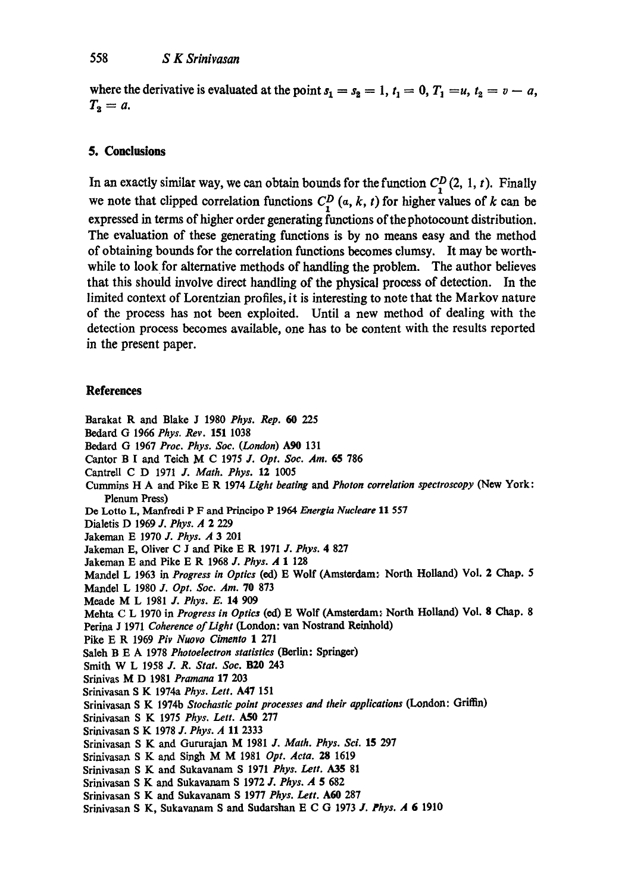where the derivative is evaluated at the point $s_1 = s_2 = 1$, $t_1 = 0$, $T_1 = u$, $t_2 = v - a$, $T_2 = a$.

## 5. Conclusions

In an exactly similar way, we can obtain bounds for the function $C_1^D(2, 1, t)$. Finally we note that clipped correlation functions $C_1^D(a, k, t)$ for higher values of $k$ can be expressed in terms of higher order generating functions of the photocount distribution. The evaluation of these generating functions is by no means easy and the method of obtaining bounds for the correlation functions becomes clumsy. It may be worthwhile to look for alternative methods of handling the problem. The author believes that this should involve direct handling of the physical process of detection. In the limited context of Lorentzian profiles, it is interesting to note that the Markov nature of the process has not been exploited. Until a new method of dealing with the detection process becomes available, one has to be content with the results reported in the present paper.

## References

Barakat R and Blake J 1980 *Phys. Rep.* **60** 225

Bedard G 1966 *Phys. Rev.* **151** 1038

Bedard G 1967 *Proc. Phys. Soc. (London)* **A90** 131

Cantor B I and Teich M C 1975 *J. Opt. Soc. Am.* **65** 786

Cantrell C D 1971 *J. Math. Phys.* **12** 1005

Cummins H A and Pike E R 1974 *Light beating* and *Photon correlation spectroscopy* (New York: Plenum Press)

De Lotto L, Manfredi P F and Principo P 1964 *Energia Nucleare* **11** 557

Dialetis D 1969 *J. Phys. A* **2** 229

Jakeman E 1970 *J. Phys. A* **3** 201

Jakeman E, Oliver C J and Pike E R 1971 *J. Phys.* **4** 827

Jakeman E and Pike E R 1968 *J. Phys. A* **1** 128

Mandel L 1963 in *Progress in Optics* (ed) E Wolf (Amsterdam: North Holland) Vol. **2** Chap. 5

Mandel L 1980 *J. Opt. Soc. Am.* **70** 873

Meade M L 1981 *J. Phys. E.* **14** 909

Mehta C L 1970 in *Progress in Optics* (ed) E Wolf (Amsterdam: North Holland) Vol. **8** Chap. 8

Perina J 1971 *Coherence of Light* (London: van Nostrand Reinhold)

Pike E R 1969 *Piv Nuovo Cimento* **1** 271

Saleh B E A 1978 *Photoelectron statistics* (Berlin: Springer)

Smith W L 1958 *J. R. Stat. Soc.* **B20** 243

Srinivas M D 1981 *Pramana* **17** 203

Srinivasan S K 1974a *Phys. Lett.* **A47** 151

Srinivasan S K 1974b *Stochastic point processes and their applications* (London: Griffin)

Srinivasan S K 1975 *Phys. Lett.* **A50** 277

Srinivasan S K 1978 *J. Phys. A* **11** 2333

Srinivasan S K and Gururajan M 1981 *J. Math. Phys. Sci.* **15** 297

Srinivasan S K and Singh M M 1981 *Opt. Acta.* **28** 1619

Srinivasan S K and Sukavanam S 1971 *Phys. Lett.* **A35** 81

Srinivasan S K and Sukavanam S 1972 *J. Phys. A* **5** 682

Srinivasan S K and Sukavanam S 1977 *Phys. Lett.* **A60** 287

Srinivasan S K, Sukavanam S and Sudarshan E C G 1973 *J. Phys. A* **6** 1910